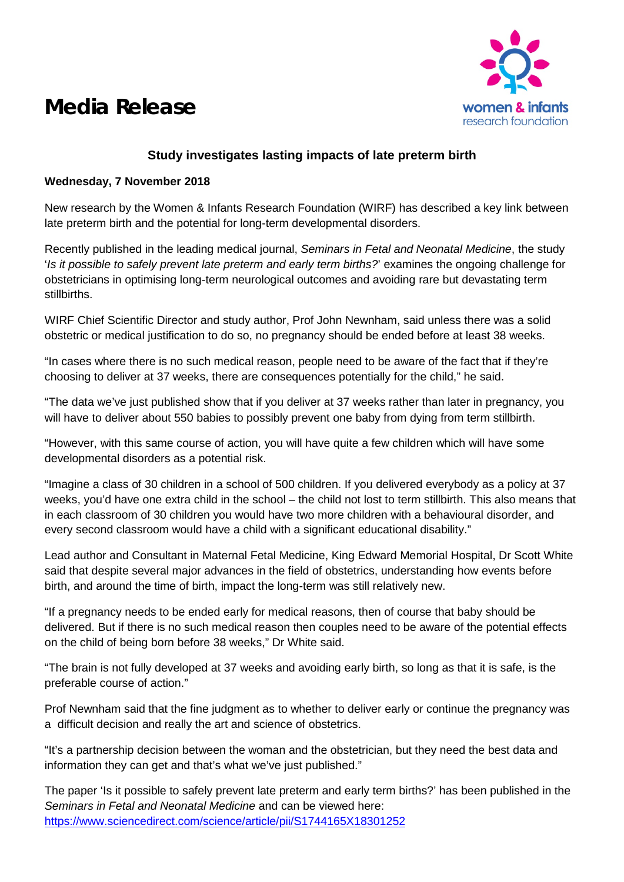# Media Release

women & infants research foundation

### Study investigates lasting impacts of late preterm birth

**Wednesday, 7 November 2018**

New research by the Women & Infants Research Foundation (WIRF) has described a key link between late preterm birth and the potential for long-term developmental disorders.

Recently published in the leading medical journal, *Seminars in Fetal and Neonatal Medicine*, the study '*Is it possible to safely prevent late preterm and early term births?*' examines the ongoing challenge for obstetricians in optimising long-term neurological outcomes and avoiding rare but devastating term stillbirths.

WIRF Chief Scientific Director and study author, Prof John Newnham, said unless there was a solid obstetric or medical justification to do so, no pregnancy should be ended before at least 38 weeks.

"In cases where there is no such medical reason, people need to be aware of the fact that if they're choosing to deliver at 37 weeks, there are consequences potentially for the child," he said.

"The data we've just published show that if you deliver at 37 weeks rather than later in pregnancy, you will have to deliver about 550 babies to possibly prevent one baby from dying from term stillbirth.

"However, with this same course of action, you will have quite a few children which will have some developmental disorders as a potential risk.

"Imagine a class of 30 children in a school of 500 children. If you delivered everybody as a policy at 37 weeks, you'd have one extra child in the school – the child not lost to term stillbirth. This also means that in each classroom of 30 children you would have two more children with a behavioural disorder, and every second classroom would have a child with a significant educational disability."

Lead author and Consultant in Maternal Fetal Medicine, King Edward Memorial Hospital, Dr Scott White said that despite several major advances in the field of obstetrics, understanding how events before birth, and around the time of birth, impact the long-term was still relatively new.

"If a pregnancy needs to be ended early for medical reasons, then of course that baby should be delivered. But if there is no such medical reason then couples need to be aware of the potential effects on the child of being born before 38 weeks," Dr White said.

"The brain is not fully developed at 37 weeks and avoiding early birth, so long as that it is safe, is the preferable course of action."

Prof Newnham said that the fine judgment as to whether to deliver early or continue the pregnancy was a difficult decision and really the art and science of obstetrics.

"It's a partnership decision between the woman and the obstetrician, but they need the best data and information they can get and that's what we've just published."

The paper 'Is it possible to safely prevent late preterm and early term births?' has been published in the *Seminars in Fetal and Neonatal Medicine* and can be viewed here: https://www.sciencedirect.com/science/article/pii/S1744165X18301252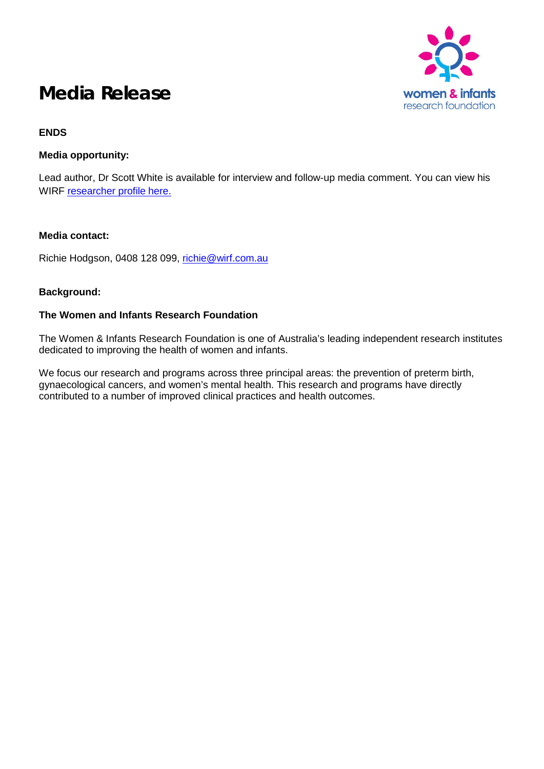# Media Release

**ENDS**

**Media opportunity:**

Lead author, Dr Scott White is available for interview and follow-up media comment. You can view his WIRF researcher profile here.

**Media contact:**

Richie Hodgson, 0408 128 099, richie@wirf.com.au

**Background:**

**The Women and Infants Research Foundation**

The Women & Infants Research Foundation is one of Australia's leading independent research institutes dedicated to improving the health of women and infants.

We focus our research and programs across three principal areas: the prevention of preterm birth, gynaecological cancers, and women's mental health. This research and programs have directly contributed to a number of improved clinical practices and health outcomes.